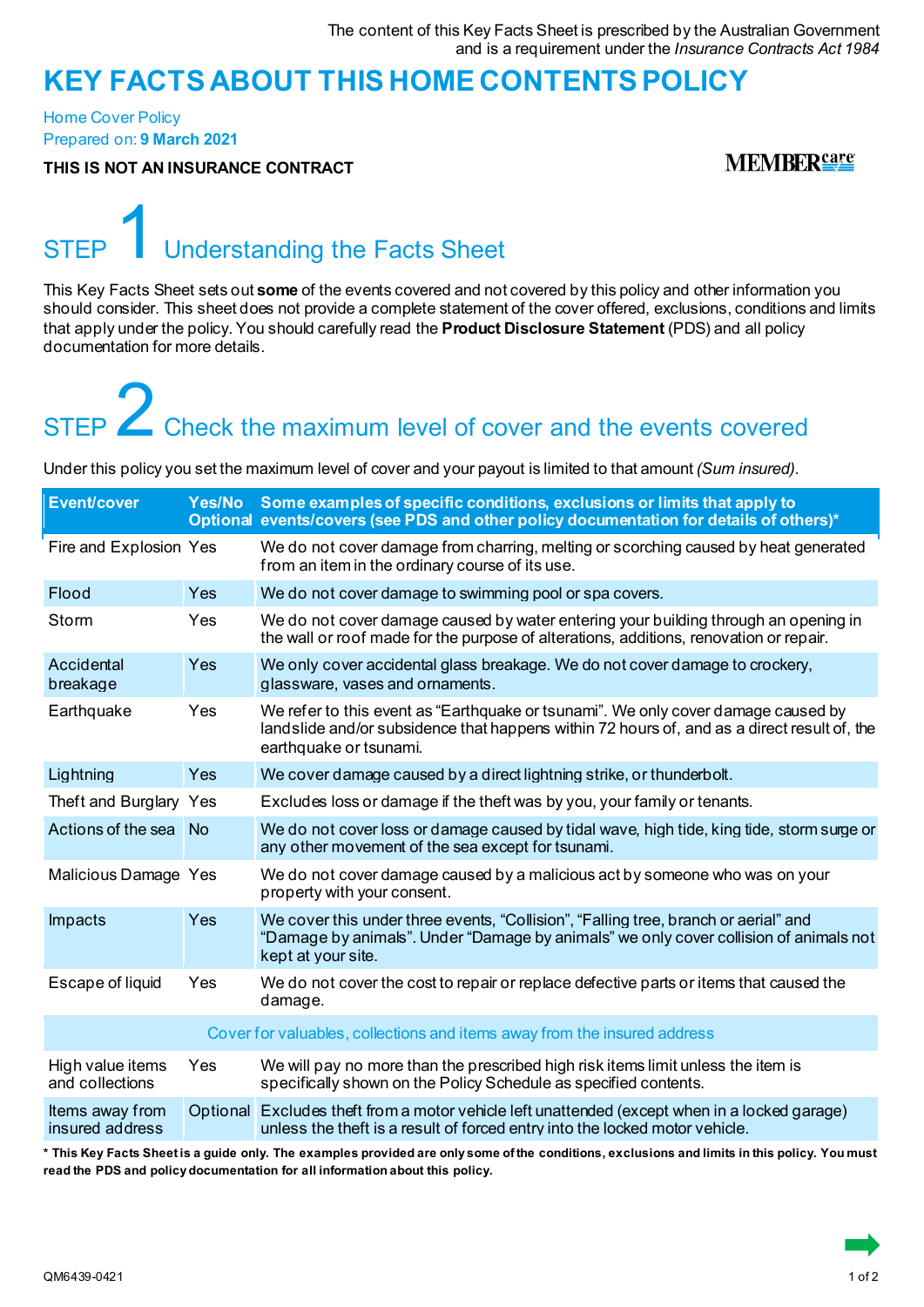The content of this Key Facts Sheet is prescribed by the Australian Government and is a requirement under the *Insurance Contracts Act 1984*

# KEY FACTS ABOUT THIS HOME CONTENTS POLICY

Home Cover Policy
Prepared on: **9 March 2021**

**THIS IS NOT AN INSURANCE CONTRACT**

MEMBERcare

## STEP 1 Understanding the Facts Sheet

This Key Facts Sheet sets out **some** of the events covered and not covered by this policy and other information you should consider. This sheet does not provide a complete statement of the cover offered, exclusions, conditions and limits that apply under the policy. You should carefully read the **Product Disclosure Statement** (PDS) and all policy documentation for more details.

## STEP 2 Check the maximum level of cover and the events covered

Under this policy you set the maximum level of cover and your payout is limited to that amount *(Sum insured)*.

| Event/cover | Yes/No Optional | Some examples of specific conditions, exclusions or limits that apply to events/covers (see PDS and other policy documentation for details of others)* |
|---|---|---|
| Fire and Explosion | Yes | We do not cover damage from charring, melting or scorching caused by heat generated from an item in the ordinary course of its use. |
| Flood | Yes | We do not cover damage to swimming pool or spa covers. |
| Storm | Yes | We do not cover damage caused by water entering your building through an opening in the wall or roof made for the purpose of alterations, additions, renovation or repair. |
| Accidental breakage | Yes | We only cover accidental glass breakage. We do not cover damage to crockery, glassware, vases and ornaments. |
| Earthquake | Yes | We refer to this event as "Earthquake or tsunami". We only cover damage caused by landslide and/or subsidence that happens within 72 hours of, and as a direct result of, the earthquake or tsunami. |
| Lightning | Yes | We cover damage caused by a direct lightning strike, or thunderbolt. |
| Theft and Burglary | Yes | Excludes loss or damage if the theft was by you, your family or tenants. |
| Actions of the sea | No | We do not cover loss or damage caused by tidal wave, high tide, king tide, storm surge or any other movement of the sea except for tsunami. |
| Malicious Damage | Yes | We do not cover damage caused by a malicious act by someone who was on your property with your consent. |
| Impacts | Yes | We cover this under three events, "Collision", "Falling tree, branch or aerial" and "Damage by animals". Under "Damage by animals" we only cover collision of animals not kept at your site. |
| Escape of liquid | Yes | We do not cover the cost to repair or replace defective parts or items that caused the damage. |
| **Cover for valuables, collections and items away from the insured address** | | |
| High value items and collections | Yes | We will pay no more than the prescribed high risk items limit unless the item is specifically shown on the Policy Schedule as specified contents. |
| Items away from insured address | Optional | Excludes theft from a motor vehicle left unattended (except when in a locked garage) unless the theft is a result of forced entry into the locked motor vehicle. |

**\* This Key Facts Sheet is a guide only. The examples provided are only some of the conditions, exclusions and limits in this policy. You must read the PDS and policy documentation for all information about this policy.**

QM6439-0421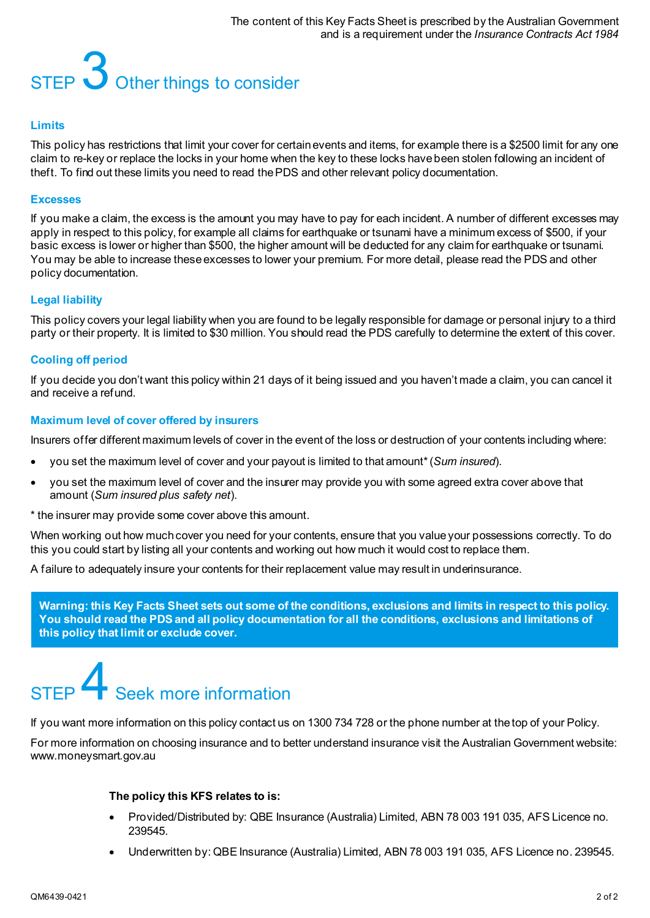The content of this Key Facts Sheet is prescribed by the Australian Government and is a requirement under the *Insurance Contracts Act 1984*

# STEP 3 Other things to consider

### Limits

This policy has restrictions that limit your cover for certain events and items, for example there is a $2500 limit for any one claim to re-key or replace the locks in your home when the key to these locks have been stolen following an incident of theft. To find out these limits you need to read the PDS and other relevant policy documentation.

### Excesses

If you make a claim, the excess is the amount you may have to pay for each incident. A number of different excesses may apply in respect to this policy, for example all claims for earthquake or tsunami have a minimum excess of $500, if your basic excess is lower or higher than $500, the higher amount will be deducted for any claim for earthquake or tsunami. You may be able to increase these excesses to lower your premium. For more detail, please read the PDS and other policy documentation.

### Legal liability

This policy covers your legal liability when you are found to be legally responsible for damage or personal injury to a third party or their property. It is limited to $30 million. You should read the PDS carefully to determine the extent of this cover.

### Cooling off period

If you decide you don't want this policy within 21 days of it being issued and you haven't made a claim, you can cancel it and receive a refund.

### Maximum level of cover offered by insurers

Insurers offer different maximum levels of cover in the event of the loss or destruction of your contents including where:

- you set the maximum level of cover and your payout is limited to that amount* (*Sum insured*).
- you set the maximum level of cover and the insurer may provide you with some agreed extra cover above that amount (*Sum insured plus safety net*).

* the insurer may provide some cover above this amount.

When working out how much cover you need for your contents, ensure that you value your possessions correctly. To do this you could start by listing all your contents and working out how much it would cost to replace them.

A failure to adequately insure your contents for their replacement value may result in underinsurance.

**Warning: this Key Facts Sheet sets out some of the conditions, exclusions and limits in respect to this policy. You should read the PDS and all policy documentation for all the conditions, exclusions and limitations of this policy that limit or exclude cover.**

# STEP 4 Seek more information

If you want more information on this policy contact us on 1300 734 728 or the phone number at the top of your Policy.

For more information on choosing insurance and to better understand insurance visit the Australian Government website: www.moneysmart.gov.au

**The policy this KFS relates to is:**

- Provided/Distributed by: QBE Insurance (Australia) Limited, ABN 78 003 191 035, AFS Licence no. 239545.
- Underwritten by: QBE Insurance (Australia) Limited, ABN 78 003 191 035, AFS Licence no. 239545.

QM6439-0421